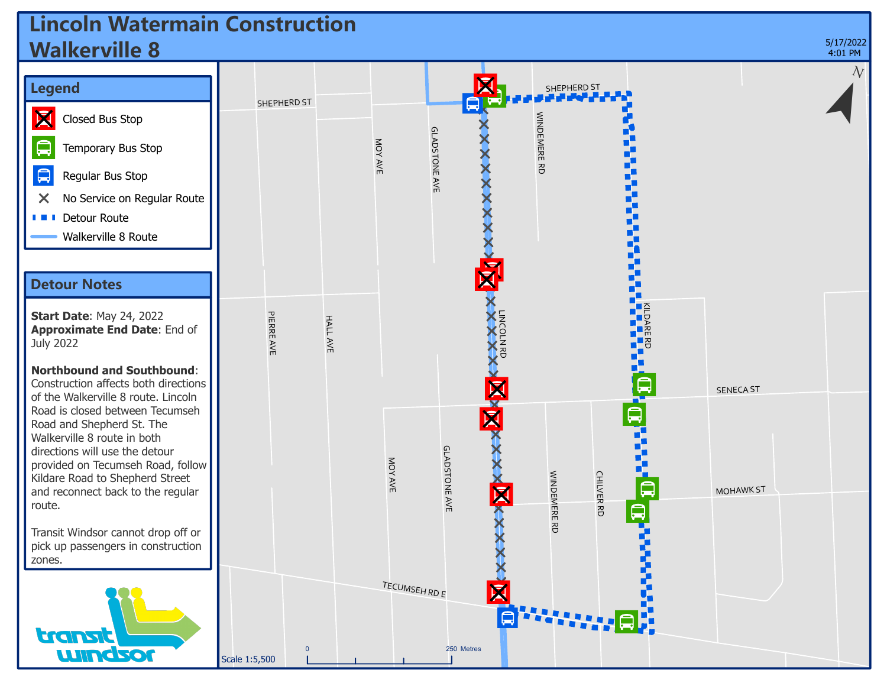# Lincoln Watermain Construction
# Walkerville 8

5/17/2022
4:01 PM

## Legend

- Closed Bus Stop
- Temporary Bus Stop
- Regular Bus Stop
- No Service on Regular Route
- Detour Route
- Walkerville 8 Route

## Detour Notes

**Start Date**: May 24, 2022
**Approximate End Date**: End of July 2022

**Northbound and Southbound**: Construction affects both directions of the Walkerville 8 route. Lincoln Road is closed between Tecumseh Road and Shepherd St. The Walkerville 8 route in both directions will use the detour provided on Tecumseh Road, follow Kildare Road to Shepherd Street and reconnect back to the regular route.

Transit Windsor cannot drop off or pick up passengers in construction zones.

SHEPHERD ST
SHEPHERD ST
MOY AVE
GLADSTONE AVE
WINDEMERE RD
KILDARE RD
PIERRE AVE
HALL AVE
LINCOLN RD
SENECA ST
MOY AVE
GLADSTONE AVE
WINDEMERE RD
CHILVER RD
MOHAWK ST
TECUMSEH RD E

Scale 1:5,500

0 — 250 Metres

transit windsor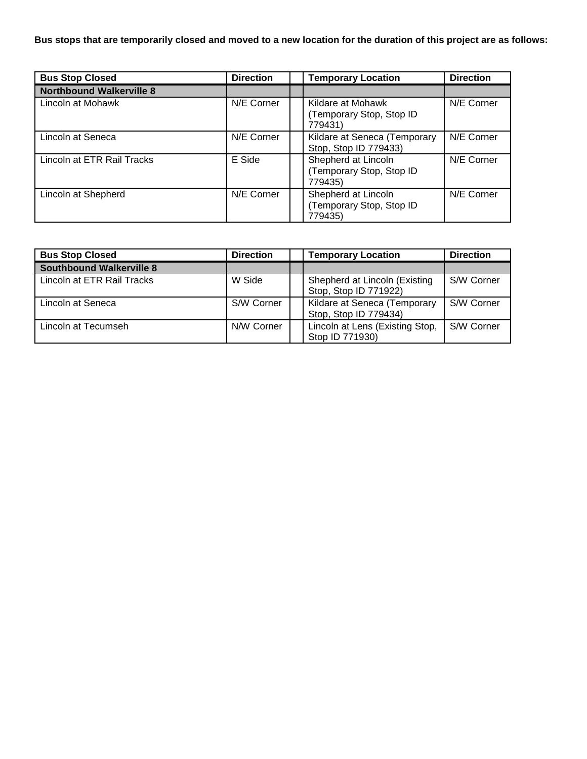**Bus stops that are temporarily closed and moved to a new location for the duration of this project are as follows:**

| Bus Stop Closed | Direction | | Temporary Location | Direction |
|---|---|---|---|---|
| **Northbound Walkerville 8** | | | | |
| Lincoln at Mohawk | N/E Corner | | Kildare at Mohawk (Temporary Stop, Stop ID 779431) | N/E Corner |
| Lincoln at Seneca | N/E Corner | | Kildare at Seneca (Temporary Stop, Stop ID 779433) | N/E Corner |
| Lincoln at ETR Rail Tracks | E Side | | Shepherd at Lincoln (Temporary Stop, Stop ID 779435) | N/E Corner |
| Lincoln at Shepherd | N/E Corner | | Shepherd at Lincoln (Temporary Stop, Stop ID 779435) | N/E Corner |

| Bus Stop Closed | Direction | | Temporary Location | Direction |
|---|---|---|---|---|
| **Southbound Walkerville 8** | | | | |
| Lincoln at ETR Rail Tracks | W Side | | Shepherd at Lincoln (Existing Stop, Stop ID 771922) | S/W Corner |
| Lincoln at Seneca | S/W Corner | | Kildare at Seneca (Temporary Stop, Stop ID 779434) | S/W Corner |
| Lincoln at Tecumseh | N/W Corner | | Lincoln at Lens (Existing Stop, Stop ID 771930) | S/W Corner |